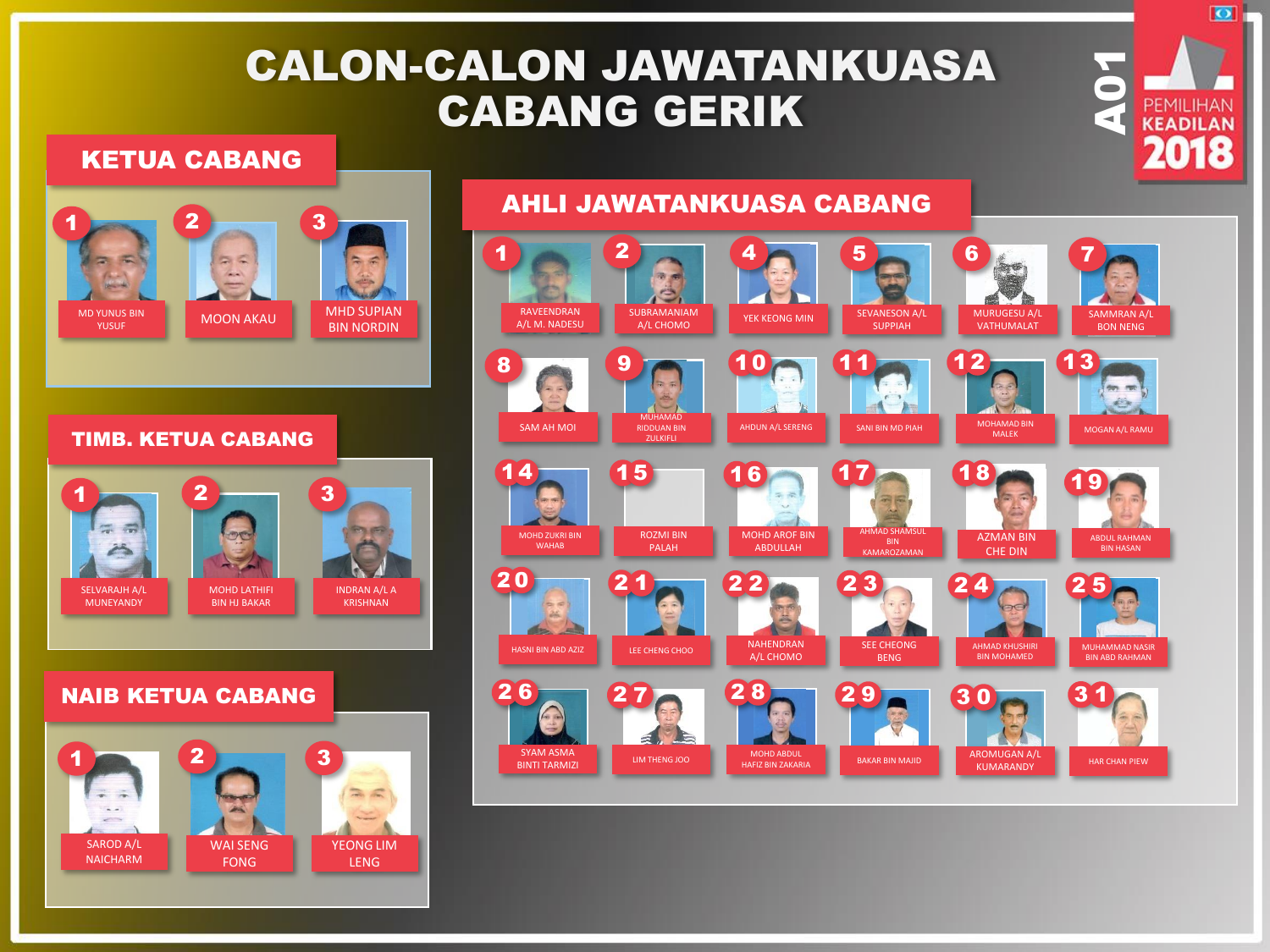# CALON-CALON JAWATANKUASA CABANG GERIK

A01 — PEMILIHAN KEADILAN 2018

## KETUA CABANG

1. MD YUNUS BIN YUSUF
2. MOON AKAU
3. MHD SUPIAN BIN NORDIN

## TIMB. KETUA CABANG

1. SELVARAJH A/L MUNEYANDY
2. MOHD LATHIFI BIN HJ BAKAR
3. INDRAN A/L A KRISHNAN

## NAIB KETUA CABANG

1. SAROD A/L NAICHARM
2. WAI SENG FONG
3. YEONG LIM LENG

## AHLI JAWATANKUASA CABANG

1. RAVEENDRAN A/L M. NADESU
2. SUBRAMANIAM A/L CHOMO
4. YEK KEONG MIN
5. SEVANESON A/L SUPPIAH
6. MURUGESU A/L VATHUMALAT
7. SAMMRAN A/L BON NENG
8. SAM AH MOI
9. MUHAMAD RIDDUAN BIN ZULKIFLI
10. AHDUN A/L SERENG
11. SANI BIN MD PIAH
12. MOHAMAD BIN MALEK
13. MOGAN A/L RAMU
14. MOHD ZUKRI BIN WAHAB
15. ROZMI BIN PALAH
16. MOHD AROF BIN ABDULLAH
17. AHMAD SHAMSUL BIN KAMAROZAMAN
18. AZMAN BIN CHE DIN
19. ABDUL RAHMAN BIN HASAN
20. HASNI BIN ABD AZIZ
21. LEE CHENG CHOO
22. NAHENDRAN A/L CHOMO
23. SEE CHEONG BENG
24. AHMAD KHUSHIRI BIN MOHAMED
25. MUHAMMAD NASIR BIN ABD RAHMAN
26. SYAM ASMA BINTI TARMIZI
27. LIM THENG JOO
28. MOHD ABDUL HAFIZ BIN ZAKARIA
29. BAKAR BIN MAJID
30. AROMUGAN A/L KUMARANDY
31. HAR CHAN PIEW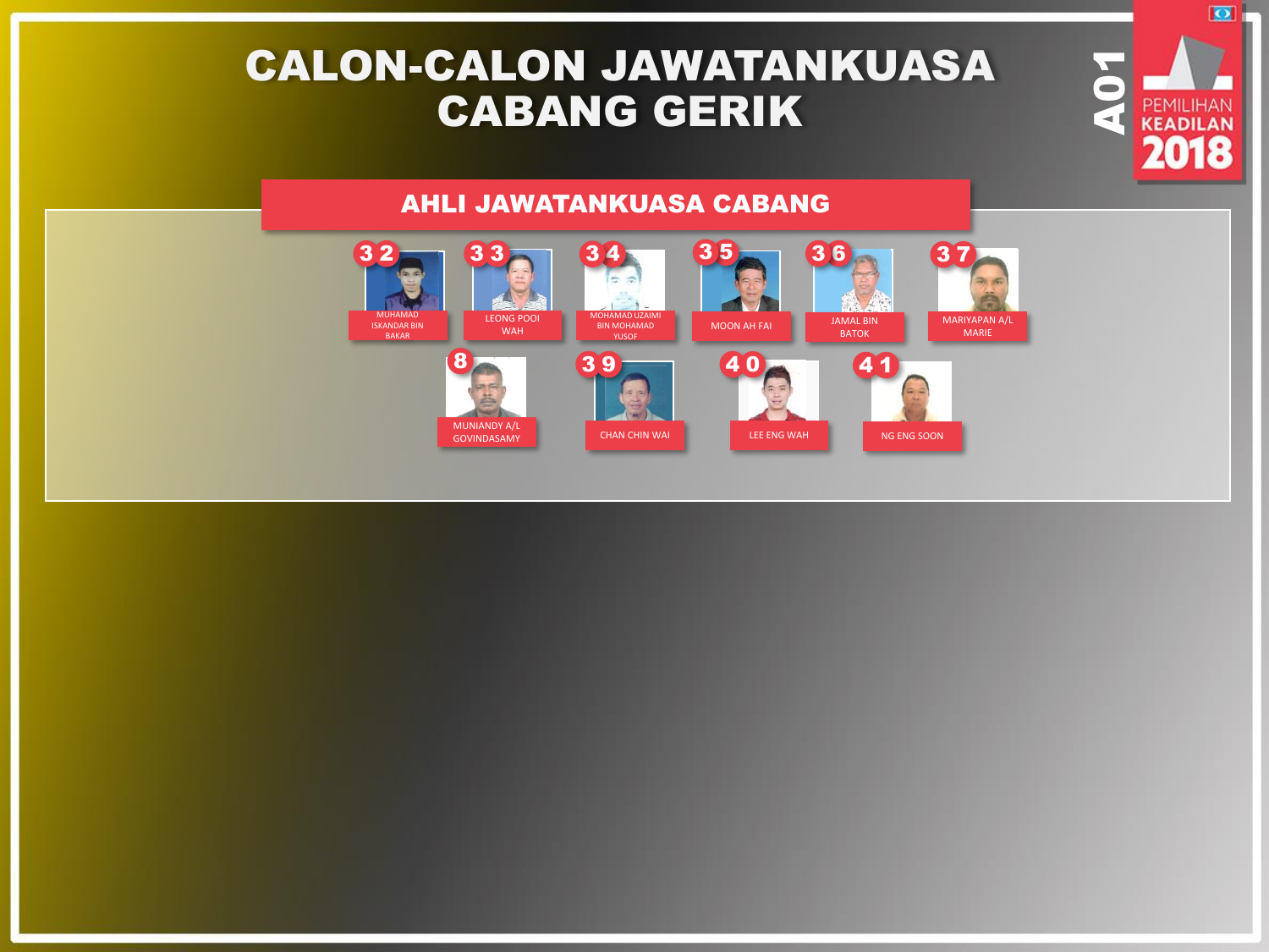# CALON-CALON JAWATANKUASA CABANG GERIK

A01

PEMILIHAN KEADILAN 2018

## AHLI JAWATANKUASA CABANG

32 MUHAMAD ISKANDAR BIN BAKAR

33 LEONG POOI WAH

34 MOHAMAD UZAIMI BIN MOHAMAD YUSOF

35 MOON AH FAI

36 JAMAL BIN BATOK

37 MARIYAPAN A/L MARIE

8 MUNIANDY A/L GOVINDASAMY

39 CHAN CHIN WAI

40 LEE ENG WAH

41 NG ENG SOON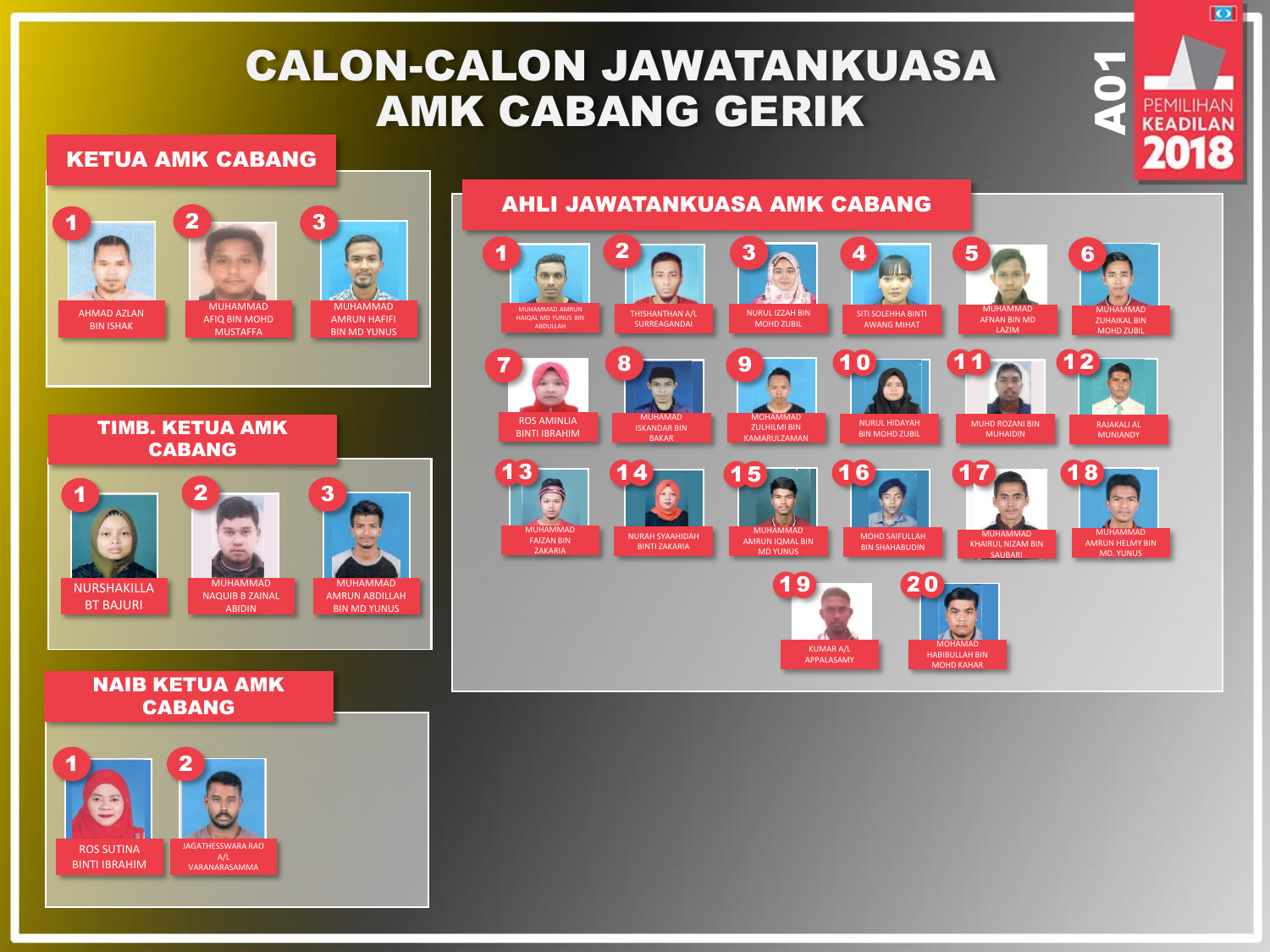# CALON-CALON JAWATANKUASA AMK CABANG GERIK

A01

PEMILIHAN KEADILAN 2018

## KETUA AMK CABANG

1. AHMAD AZLAN BIN ISHAK
2. MUHAMMAD AFIQ BIN MOHD MUSTAFFA
3. MUHAMMAD AMRUN HAFIFI BIN MD YUNUS

## TIMB. KETUA AMK CABANG

1. NURSHAKILLA BT BAJURI
2. MUHAMMAD NAQUIB B ZAINAL ABIDIN
3. MUHAMMAD AMRUN ABDILLAH BIN MD YUNUS

## NAIB KETUA AMK CABANG

1. ROS SUTINA BINTI IBRAHIM
2. JAGATHESSWARA RAO A/L VARANARASAMMA

## AHLI JAWATANKUASA AMK CABANG

1. MUHAMMAD AMRUN HAIQAL MD YUNUS BIN ABDULLAH
2. THISHANTHAN A/L SURREAGANDAI
3. NURUL IZZAH BIN MOHD ZUBIL
4. SITI SOLEHHA BINTI AWANG MIHAT
5. MUHAMMAD AFNAN BIN MD LAZIM
6. MUHAMMAD ZUHAIKAL BIN MOHD ZUBIL
7. ROS AMINLIA BINTI IBRAHIM
8. MUHAMAD ISKANDAR BIN BAKAR
9. MOHAMMAD ZULHILMI BIN KAMARULZAMAN
10. NURUL HIDAYAH BIN MOHD ZUBIL
11. MUHD ROZANI BIN MUHAIDIN
12. RAJAKALI AL MUNIANDY
13. MUHAMMAD FAIZAN BIN ZAKARIA
14. NURAH SYAAHIDAH BINTI ZAKARIA
15. MUHAMMAD AMRUN IQMAL BIN MD YUNUS
16. MOHD SAIFULLAH BIN SHAHABUDIN
17. MUHAMMAD KHAIRUL NIZAM BIN SAUBARI
18. MUHAMMAD AMRUN HELMY BIN MD. YUNUS
19. KUMAR A/L APPALASAMY
20. MOHAMAD HABIBULLAH BIN MOHD KAHAR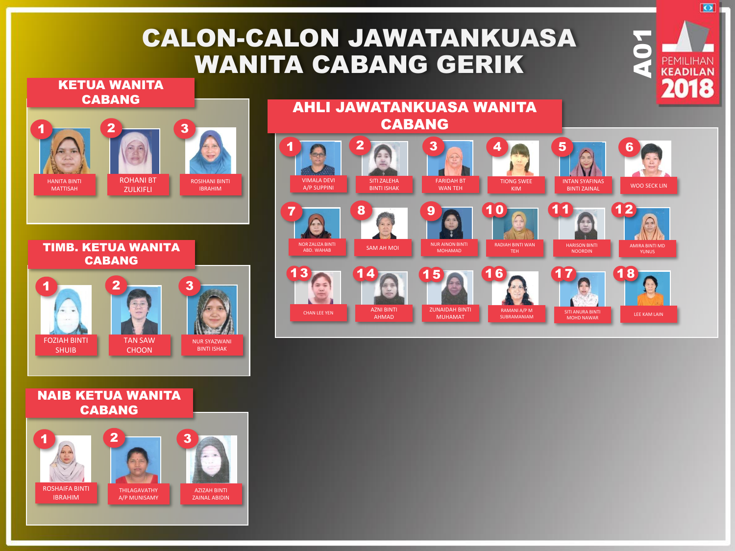# CALON-CALON JAWATANKUASA WANITA CABANG GERIK

A01

PEMILIHAN KEADILAN 2018

## KETUA WANITA CABANG

1. HANITA BINTI MATTISAH
2. ROHANI BT ZULKIFLI
3. ROSIHANI BINTI IBRAHIM

## TIMB. KETUA WANITA CABANG

1. FOZIAH BINTI SHUIB
2. TAN SAW CHOON
3. NUR SYAZWANI BINTI ISHAK

## NAIB KETUA WANITA CABANG

1. ROSHAIFA BINTI IBRAHIM
2. THILAGAVATHY A/P MUNISAMY
3. AZIZAH BINTI ZAINAL ABIDIN

## AHLI JAWATANKUASA WANITA CABANG

1. VIMALA DEVI A/P SUPPINI
2. SITI ZALEHA BINTI ISHAK
3. FARIDAH BT WAN TEH
4. TIONG SWEE KIM
5. INTAN SYAFINAS BINTI ZAINAL
6. WOO SECK LIN
7. NOR ZALIZA BINTI ABD. WAHAB
8. SAM AH MOI
9. NUR AINON BINTI MOHAMAD
10. RADIAH BINTI WAN TEH
11. HARISON BINTI NOORDIN
12. AMIRA BINTI MD YUNUS
13. CHAN LEE YEN
14. AZNI BINTI AHMAD
15. ZUNAIDAH BINTI MUHAMAT
16. RAMANI A/P M SUBRAMANIAM
17. SITI ANURA BINTI MOHD NAWAR
18. LEE KAM LAIN